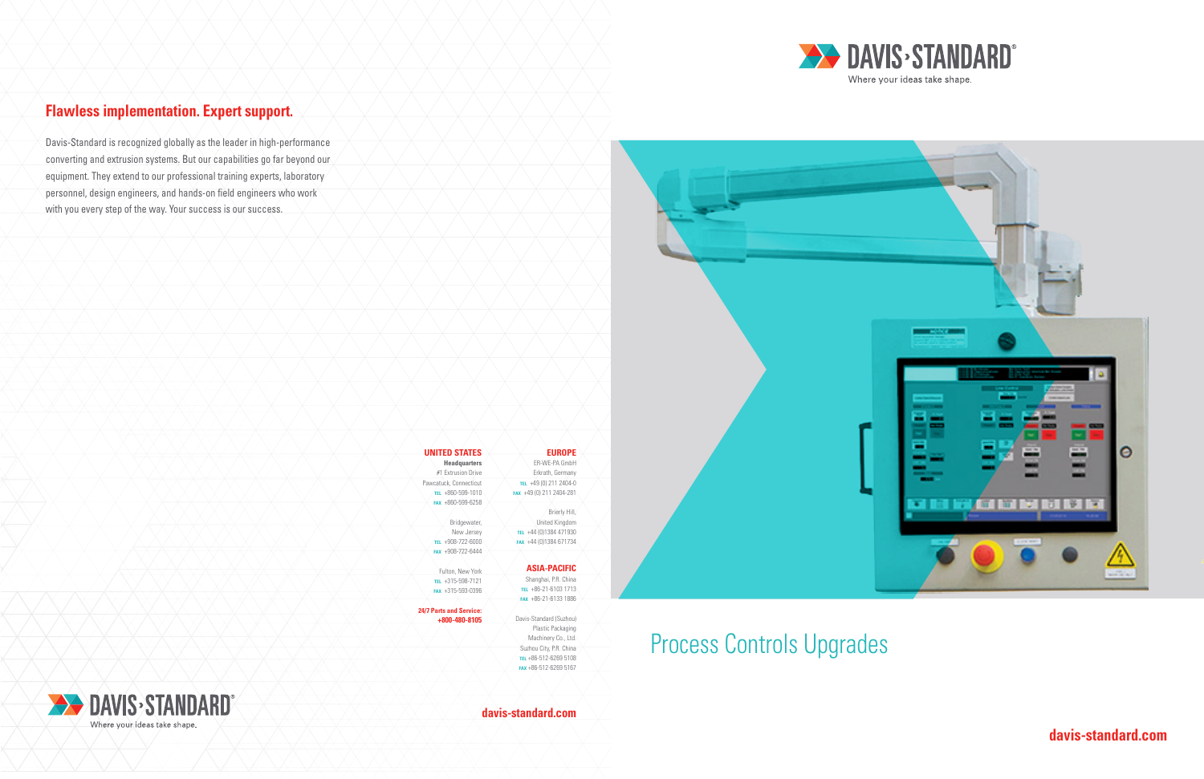## Flawless implementation. Expert support.

Davis-Standard is recognized globally as the leader in high-performance converting and extrusion systems. But our capabilities go far beyond our equipment. They extend to our professional training experts, laboratory personnel, design engineers, and hands-on field engineers who work with you every step of the way. Your success is our success.

**UNITED STATES**

**Headquarters**
#1 Extrusion Drive
Pawcatuck, Connecticut
TEL +860-599-1010
FAX +860-599-6258

Bridgewater,
New Jersey
TEL +908-722-6000
FAX +908-722-6444

Fulton, New York
TEL +315-598-7121
FAX +315-593-0396

**24/7 Parts and Service:**
**+800-480-8105**

**EUROPE**

ER-WE-PA GmbH
Erkrath, Germany
TEL +49 (0) 211 2404-0
FAX +49 (0) 211 2404-281

Brierly Hill,
United Kingdom
TEL +44 (0)1384 471930
FAX +44 (0)1384 671734

**ASIA-PACIFIC**

Shanghai, P.R. China
TEL +86-21-6103 1713
FAX +86-21-6133 1886

Davis-Standard (Suzhou)
Plastic Packaging
Machinery Co., Ltd.
Suzhou City, P.R. China
TEL +86-512-6269 5108
FAX +86-512-6269 5167

**davis-standard.com**

DAVIS›STANDARD®
Where your ideas take shape.

DAVIS›STANDARD®
Where your ideas take shape.

# Process Controls Upgrades

**davis-standard.com**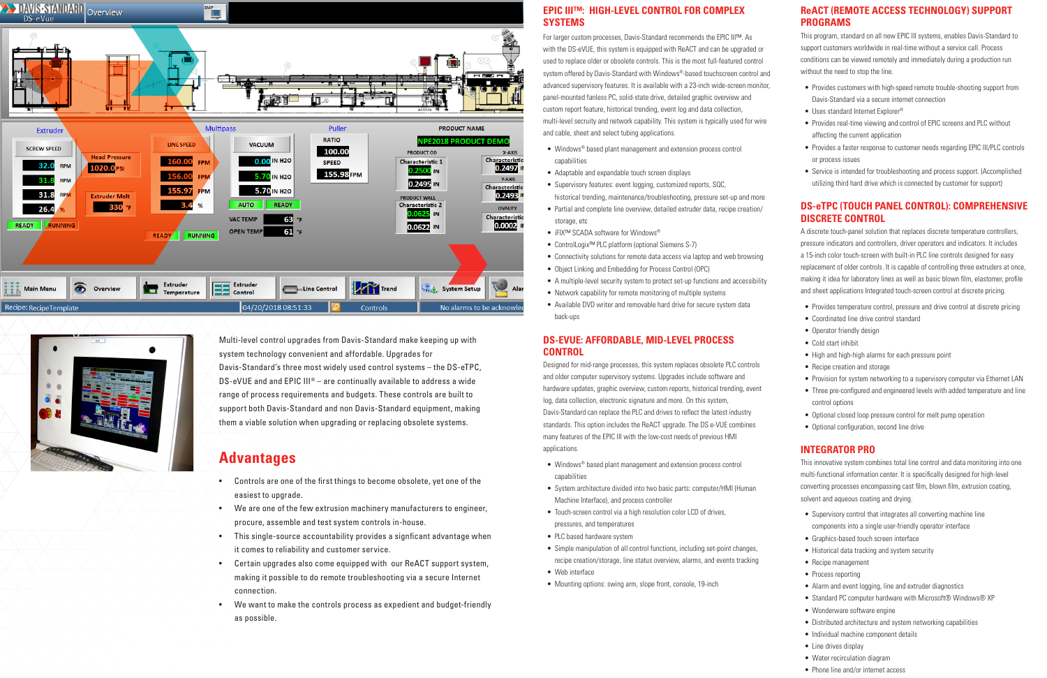Multi-level control upgrades from Davis-Standard make keeping up with system technology convenient and affordable. Upgrades for Davis-Standard's three most widely used control systems – the DS-eTPC, DS-eVUE and EPIC III® – are continually available to address a wide range of process requirements and budgets. These controls are built to support both Davis-Standard and non Davis-Standard equipment, making them a viable solution when upgrading or replacing obsolete systems.

## Advantages

- Controls are one of the first things to become obsolete, yet one of the easiest to upgrade.
- We are one of the few extrusion machinery manufacturers to engineer, procure, assemble and test system controls in-house.
- This single-source accountability provides a signficant advantage when it comes to reliability and customer service.
- Certain upgrades also come equipped with our ReACT support system, making it possible to do remote troubleshooting via a secure Internet connection.
- We want to make the controls process as expedient and budget-friendly as possible.

## EPIC III™: HIGH-LEVEL CONTROL FOR COMPLEX SYSTEMS

For larger custom processes, Davis-Standard recommends the EPIC III™. As with the DS-eVUE, this system is equipped with ReACT and can be upgraded or used to replace older or obsolete controls. This is the most full-featured control system offered by Davis-Standard with Windows®-based touchscreen control and advanced supervisory features. It is available with a 23-inch wide-screen monitor, panel-mounted fanless PC, solid-state drive, detailed graphic overview and custom report feature, historical trending, event log and data collection, multi-level security and network capability. This system is typically used for wire and cable, sheet and select tubing applications.

- Windows® based plant management and extension process control capabilities
- Adaptable and expandable touch screen displays
- Supervisory features: event logging, customized reports, SQC, historical trending, maintenance/troubleshooting, process set-up and more
- Partial and complete line overview, detailed extruder data, recipe creation/storage, etc
- iFIX™ SCADA software for Windows®
- ControlLogix™ PLC platform (optional Siemens S-7)
- Connectivity solutions for remote data access via laptop and web browsing
- Object Linking and Embedding for Process Control (OPC)
- A multiple-level security system to protect set-up functions and accessibility
- Network capability for remote monitoring of multiple systems
- Available DVD writer and removable hard drive for secure system data back-ups

## DS-EVUE: AFFORDABLE, MID-LEVEL PROCESS CONTROL

Designed for mid-range processes, this system replaces obsolete PLC controls and older computer supervisory systems. Upgrades include software and hardware updates, graphic overview, custom reports, historical trending, event log, data collection, electronic signature and more. On this system, Davis-Standard can replace the PLC and drives to reflect the latest industry standards. This option includes the ReACT upgrade. The DS e-VUE combines many features of the EPIC III with the low-cost needs of previous HMI applications.

- Windows® based plant management and extension process control capabilities
- System architecture divided into two basic parts: computer/HMI (Human Machine Interface), and process controller
- Touch-screen control via a high resolution color LCD of drives, pressures, and temperatures
- PLC based hardware system
- Simple manipulation of all control functions, including set-point changes, recipe creation/storage, line status overview, alarms, and events tracking
- Web interface
- Mounting options: swing arm, slope front, console, 19-inch

## ReACT (REMOTE ACCESS TECHNOLOGY) SUPPORT PROGRAMS

This program, standard on all new EPIC III systems, enables Davis-Standard to support customers worldwide in real-time without a service call. Process conditions can be viewed remotely and immediately during a production run without the need to stop the line.

- Provides customers with high-speed remote trouble-shooting support from Davis-Standard via a secure internet connection
- Uses standard Internet Explorer®
- Provides real-time viewing and control of EPIC screens and PLC without affecting the current application
- Provides a faster response to customer needs regarding EPIC III/PLC controls or process issues
- Service is intended for troubleshooting and process support. (Accomplished utilizing third hard drive which is connected by customer for support)

## DS-eTPC (TOUCH PANEL CONTROL): COMPREHENSIVE DISCRETE CONTROL

A discrete touch-panel solution that replaces discrete temperature controllers, pressure indicators and controllers, driver operators and indicators. It includes a 15-inch color touch-screen with built-in PLC line controls designed for easy replacement of older controls. It is capable of controlling three extruders at once, making it idea for laboratory lines as well as basic blown film, elastomer, profile and sheet applications Integrated touch-screen control at discrete pricing.

- Provides temperature control, pressure and drive control at discrete pricing
- Coordinated line drive control standard
- Operator friendly design
- Cold start inhibit
- High and high-high alarms for each pressure point
- Recipe creation and storage
- Provision for system networking to a supervisory computer via Ethernet LAN
- Three pre-configured and engineered levels with added temperature and line control options
- Optional closed loop pressure control for melt pump operation
- Optional configuration, second line drive

## INTEGRATOR PRO

This innovative system combines total line control and data monitoring into one multi-functional information center. It is specifically designed for high-level converting processes encompassing cast film, blown film, extrusion coating, solvent and aqueous coating and drying.

- Supervisory control that integrates all converting machine line components into a single user-friendly operator interface
- Graphics-based touch screen interface
- Historical data tracking and system security
- Recipe management
- Process reporting
- Alarm and event logging, line and extruder diagnostics
- Standard PC computer hardware with Microsoft® Windows® XP
- Wonderware software engine
- Distributed architecture and system networking capabilities
- Individual machine component details
- Line drives display
- Water recirculation diagram
- Phone line and/or internet access